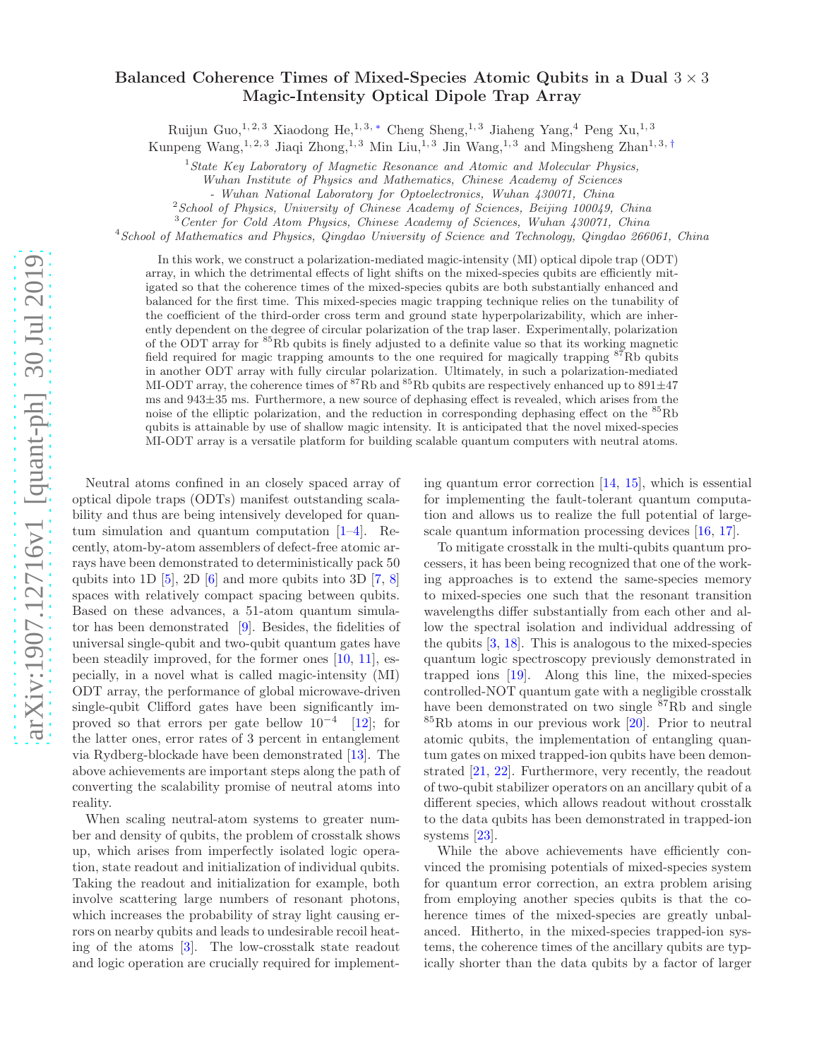# Balanced Coherence Times of Mixed-Species Atomic Qubits in a Dual $3 \times 3$ Magic-Intensity Optical Dipole Trap Array

Ruijun Guo,[1,2,3] Xiaodong He,[1,3,*] Cheng Sheng,[1,3] Jiaheng Yang,[4] Peng Xu,[1,3] Kunpeng Wang,[1,2,3] Jiaqi Zhong,[1,3] Min Liu,[1,3] Jin Wang,[1,3] and Mingsheng Zhan[1,3,†]

[1] *State Key Laboratory of Magnetic Resonance and Atomic and Molecular Physics, Wuhan Institute of Physics and Mathematics, Chinese Academy of Sciences - Wuhan National Laboratory for Optoelectronics, Wuhan 430071, China*

[2] *School of Physics, University of Chinese Academy of Sciences, Beijing 100049, China*

[3] *Center for Cold Atom Physics, Chinese Academy of Sciences, Wuhan 430071, China*

[4] *School of Mathematics and Physics, Qingdao University of Science and Technology, Qingdao 266061, China*

In this work, we construct a polarization-mediated magic-intensity (MI) optical dipole trap (ODT) array, in which the detrimental effects of light shifts on the mixed-species qubits are efficiently mitigated so that the coherence times of the mixed-species qubits are both substantially enhanced and balanced for the first time. This mixed-species magic trapping technique relies on the tunability of the coefficient of the third-order cross term and ground state hyperpolarizability, which are inherently dependent on the degree of circular polarization of the trap laser. Experimentally, polarization of the ODT array for $^{85}$Rb qubits is finely adjusted to a definite value so that its working magnetic field required for magic trapping amounts to the one required for magically trapping $^{87}$Rb qubits in another ODT array with fully circular polarization. Ultimately, in such a polarization-mediated MI-ODT array, the coherence times of $^{87}$Rb and $^{85}$Rb qubits are respectively enhanced up to 891$\pm$47 ms and 943$\pm$35 ms. Furthermore, a new source of dephasing effect is revealed, which arises from the noise of the elliptic polarization, and the reduction in corresponding dephasing effect on the $^{85}$Rb qubits is attainable by use of shallow magic intensity. It is anticipated that the novel mixed-species MI-ODT array is a versatile platform for building scalable quantum computers with neutral atoms.

Neutral atoms confined in an closely spaced array of optical dipole traps (ODTs) manifest outstanding scalability and thus are being intensively developed for quantum simulation and quantum computation [1–4]. Recently, atom-by-atom assemblers of defect-free atomic arrays have been demonstrated to deterministically pack 50 qubits into 1D [5], 2D [6] and more qubits into 3D [7, 8] spaces with relatively compact spacing between qubits. Based on these advances, a 51-atom quantum simulator has been demonstrated [9]. Besides, the fidelities of universal single-qubit and two-qubit quantum gates have been steadily improved, for the former ones [10, 11], especially, in a novel what is called magic-intensity (MI) ODT array, the performance of global microwave-driven single-qubit Clifford gates have been significantly improved so that errors per gate bellow $10^{-4}$ [12]; for the latter ones, error rates of 3 percent in entanglement via Rydberg-blockade have been demonstrated [13]. The above achievements are important steps along the path of converting the scalability promise of neutral atoms into reality.

When scaling neutral-atom systems to greater number and density of qubits, the problem of crosstalk shows up, which arises from imperfectly isolated logic operation, state readout and initialization of individual qubits. Taking the readout and initialization for example, both involve scattering large numbers of resonant photons, which increases the probability of stray light causing errors on nearby qubits and leads to undesirable recoil heating of the atoms [3]. The low-crosstalk state readout and logic operation are crucially required for implementing quantum error correction [14, 15], which is essential for implementing the fault-tolerant quantum computation and allows us to realize the full potential of large-scale quantum information processing devices [16, 17].

To mitigate crosstalk in the multi-qubits quantum processers, it has been being recognized that one of the working approaches is to extend the same-species memory to mixed-species one such that the resonant transition wavelengths differ substantially from each other and allow the spectral isolation and individual addressing of the qubits [3, 18]. This is analogous to the mixed-species quantum logic spectroscopy previously demonstrated in trapped ions [19]. Along this line, the mixed-species controlled-NOT quantum gate with a negligible crosstalk have been demonstrated on two single $^{87}$Rb and single $^{85}$Rb atoms in our previous work [20]. Prior to neutral atomic qubits, the implementation of entangling quantum gates on mixed trapped-ion qubits have been demonstrated [21, 22]. Furthermore, very recently, the readout of two-qubit stabilizer operators on an ancillary qubit of a different species, which allows readout without crosstalk to the data qubits has been demonstrated in trapped-ion systems [23].

While the above achievements have efficiently convinced the promising potentials of mixed-species system for quantum error correction, an extra problem arising from employing another species qubits is that the coherence times of the mixed-species are greatly unbalanced. Hitherto, in the mixed-species trapped-ion systems, the coherence times of the ancillary qubits are typically shorter than the data qubits by a factor of larger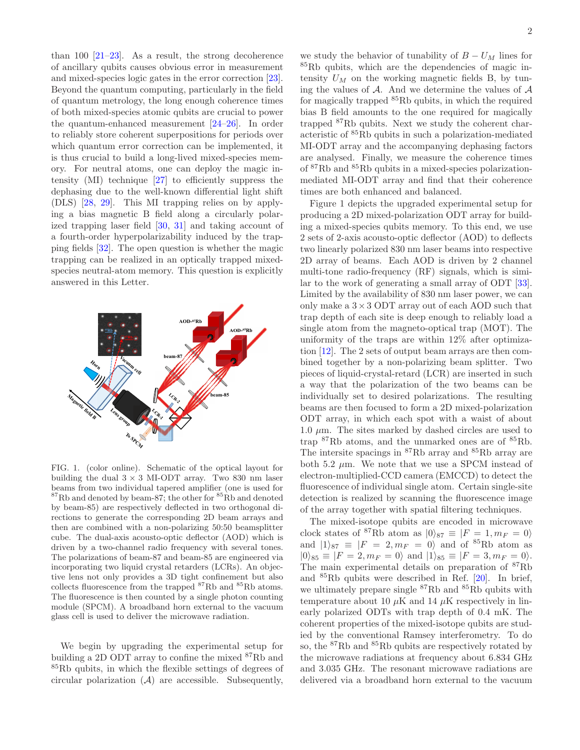than 100 [21–23]. As a result, the strong decoherence of ancillary qubits causes obvious error in measurement and mixed-species logic gates in the error correction [23]. Beyond the quantum computing, particularly in the field of quantum metrology, the long enough coherence times of both mixed-species atomic qubits are crucial to power the quantum-enhanced measurement [24–26]. In order to reliably store coherent superpositions for periods over which quantum error correction can be implemented, it is thus crucial to build a long-lived mixed-species memory. For neutral atoms, one can deploy the magic intensity (MI) technique [27] to efficiently suppress the dephasing due to the well-known differential light shift (DLS) [28, 29]. This MI trapping relies on by applying a bias magnetic B field along a circularly polarized trapping laser field [30, 31] and taking account of a fourth-order hyperpolarizability induced by the trapping fields [32]. The open question is whether the magic trapping can be realized in an optically trapped mixed-species neutral-atom memory. This question is explicitly answered in this Letter.

FIG. 1. (color online). Schematic of the optical layout for building the dual $3 \times 3$ MI-ODT array. Two 830 nm laser beams from two individual tapered amplifier (one is used for $^{87}$Rb and denoted by beam-87; the other for $^{85}$Rb and denoted by beam-85) are respectively deflected in two orthogonal directions to generate the corresponding 2D beam arrays and then are combined with a non-polarizing 50:50 beamsplitter cube. The dual-axis acousto-optic deflector (AOD) which is driven by a two-channel radio frequency with several tones. The polarizations of beam-87 and beam-85 are engineered via incorporating two liquid crystal retarders (LCRs). An objective lens not only provides a 3D tight confinement but also collects fluorescence from the trapped $^{87}$Rb and $^{85}$Rb atoms. The fluorescence is then counted by a single photon counting module (SPCM). A broadband horn external to the vacuum glass cell is used to deliver the microwave radiation.

We begin by upgrading the experimental setup for building a 2D ODT array to confine the mixed $^{87}$Rb and $^{85}$Rb qubits, in which the flexible settings of degrees of circular polarization ($\mathcal{A}$) are accessible. Subsequently, we study the behavior of tunability of $B - U_M$ lines for $^{85}$Rb qubits, which are the dependencies of magic intensity $U_M$ on the working magnetic fields B, by tuning the values of $\mathcal{A}$. And we determine the values of $\mathcal{A}$ for magically trapped $^{85}$Rb qubits, in which the required bias B field amounts to the one required for magically trapped $^{87}$Rb qubits. Next we study the coherent characteristic of $^{85}$Rb qubits in such a polarization-mediated MI-ODT array and the accompanying dephasing factors are analysed. Finally, we measure the coherence times of $^{87}$Rb and $^{85}$Rb qubits in a mixed-species polarization-mediated MI-ODT array and find that their coherence times are both enhanced and balanced.

Figure 1 depicts the upgraded experimental setup for producing a 2D mixed-polarization ODT array for building a mixed-species qubits memory. To this end, we use 2 sets of 2-axis acousto-optic deflector (AOD) to deflects two linearly polarized 830 nm laser beams into respective 2D array of beams. Each AOD is driven by 2 channel multi-tone radio-frequency (RF) signals, which is similar to the work of generating a small array of ODT [33]. Limited by the availability of 830 nm laser power, we can only make a $3 \times 3$ ODT array out of each AOD such that trap depth of each site is deep enough to reliably load a single atom from the magneto-optical trap (MOT). The uniformity of the traps are within 12% after optimization [12]. The 2 sets of output beam arrays are then combined together by a non-polarizing beam splitter. Two pieces of liquid-crystal-retard (LCR) are inserted in such a way that the polarization of the two beams can be individually set to desired polarizations. The resulting beams are then focused to form a 2D mixed-polarization ODT array, in which each spot with a waist of about 1.0 $\mu$m. The sites marked by dashed circles are used to trap $^{87}$Rb atoms, and the unmarked ones are of $^{85}$Rb. The intersite spacings in $^{87}$Rb array and $^{85}$Rb array are both 5.2 $\mu$m. We note that we use a SPCM instead of electron-multiplied-CCD camera (EMCCD) to detect the fluorescence of individual single atom. Certain single-site detection is realized by scanning the fluorescence image of the array together with spatial filtering techniques.

The mixed-isotope qubits are encoded in microwave clock states of $^{87}$Rb atom as $|0\rangle_{87} \equiv |F = 1, m_F = 0\rangle$ and $|1\rangle_{87} \equiv |F = 2, m_F = 0\rangle$ and of $^{85}$Rb atom as $|0\rangle_{85} \equiv |F = 2, m_F = 0\rangle$ and $|1\rangle_{85} \equiv |F = 3, m_F = 0\rangle$. The main experimental details on preparation of $^{87}$Rb and $^{85}$Rb qubits were described in Ref. [20]. In brief, we ultimately prepare single $^{87}$Rb and $^{85}$Rb qubits with temperature about 10 $\mu$K and 14 $\mu$K respectively in linearly polarized ODTs with trap depth of 0.4 mK. The coherent properties of the mixed-isotope qubits are studied by the conventional Ramsey interferometry. To do so, the $^{87}$Rb and $^{85}$Rb qubits are respectively rotated by the microwave radiations at frequency about 6.834 GHz and 3.035 GHz. The resonant microwave radiations are delivered via a broadband horn external to the vacuum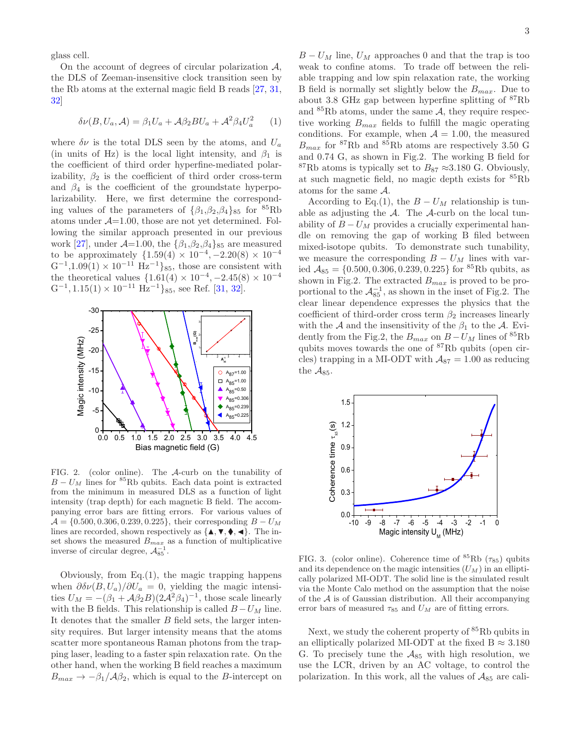glass cell.

On the account of degrees of circular polarization $\mathcal{A}$, the DLS of Zeeman-insensitive clock transition seen by the Rb atoms at the external magic field B reads [27, 31, 32]

$$\delta\nu(B, U_a, \mathcal{A}) = \beta_1 U_a + \mathcal{A}\beta_2 B U_a + \mathcal{A}^2\beta_4 U_a^2 \quad (1)$$

where $\delta\nu$ is the total DLS seen by the atoms, and $U_a$ (in units of Hz) is the local light intensity, and $\beta_1$ is the coefficient of third order hyperfine-mediated polarizability, $\beta_2$ is the coefficient of third order cross-term and $\beta_4$ is the coefficient of the groundstate hyperpolarizability. Here, we first determine the corresponding values of the parameters of $\{\beta_1,\beta_2,\beta_4\}_{85}$ for $^{85}$Rb atoms under $\mathcal{A}$=1.00, those are not yet determined. Following the similar approach presented in our previous work [27], under $\mathcal{A}$=1.00, the $\{\beta_1,\beta_2,\beta_4\}_{85}$ are measured to be approximately $\{1.59(4)\times10^{-4}, -2.20(8)\times10^{-4}\ \mathrm{G}^{-1}, 1.09(1)\times10^{-11}\ \mathrm{Hz}^{-1}\}_{85}$, those are consistent with the theoretical values $\{1.61(4)\times10^{-4}, -2.45(8)\times10^{-4}\ \mathrm{G}^{-1}, 1.15(1)\times10^{-11}\ \mathrm{Hz}^{-1}\}_{85}$, see Ref. [31, 32].

FIG. 2. (color online). The $\mathcal{A}$-curb on the tunability of $B-U_M$ lines for $^{85}$Rb qubits. Each data point is extracted from the minimum in measured DLS as a function of light intensity (trap depth) for each magnetic B field. The accompanying error bars are fitting errors. For various values of $\mathcal{A} = \{0.500, 0.306, 0.239, 0.225\}$, their corresponding $B-U_M$ lines are recorded, shown respectively as {▲, ▼, ◆, ◀}. The inset shows the measured $B_{max}$ as a function of multiplicative inverse of circular degree, $\mathcal{A}_{85}^{-1}$.

Obviously, from Eq.(1), the magic trapping happens when $\partial\delta\nu(B,U_a)/\partial U_a = 0$, yielding the magic intensities $U_M = -(\beta_1 + \mathcal{A}\beta_2 B)(2\mathcal{A}^2\beta_4)^{-1}$, those scale linearly with the B fields. This relationship is called $B-U_M$ line. It denotes that the smaller $B$ field sets, the larger intensity requires. But larger intensity means that the atoms scatter more spontaneous Raman photons from the trapping laser, leading to a faster spin relaxation rate. On the other hand, when the working B field reaches a maximum $B_{max} \to -\beta_1/\mathcal{A}\beta_2$, which is equal to the $B$-intercept on $B-U_M$ line, $U_M$ approaches 0 and that the trap is too weak to confine atoms. To trade off between the reliable trapping and low spin relaxation rate, the working B field is normally set slightly below the $B_{max}$. Due to about 3.8 GHz gap between hyperfine splitting of $^{87}$Rb and $^{85}$Rb atoms, under the same $\mathcal{A}$, they require respective working $B_{max}$ fields to fulfill the magic operating conditions. For example, when $\mathcal{A}$ = 1.00, the measured $B_{max}$ for $^{87}$Rb and $^{85}$Rb atoms are respectively 3.50 G and 0.74 G, as shown in Fig.2. The working B field for $^{87}$Rb atoms is typically set to $B_{87} \approx$3.180 G. Obviously, at such magnetic field, no magic depth exists for $^{85}$Rb atoms for the same $\mathcal{A}$.

According to Eq.(1), the $B-U_M$ relationship is tunable as adjusting the $\mathcal{A}$. The $\mathcal{A}$-curb on the local tunability of $B-U_M$ provides a crucially experimental handle on removing the gap of working B filed between mixed-isotope qubits. To demonstrate such tunability, we measure the corresponding $B-U_M$ lines with varied $\mathcal{A}_{85} = \{0.500, 0.306, 0.239, 0.225\}$ for $^{85}$Rb qubits, as shown in Fig.2. The extracted $B_{max}$ is proved to be proportional to the $\mathcal{A}_{85}^{-1}$, as shown in the inset of Fig.2. The clear linear dependence expresses the physics that the coefficient of third-order cross term $\beta_2$ increases linearly with the $\mathcal{A}$ and the insensitivity of the $\beta_1$ to the $\mathcal{A}$. Evidently from the Fig.2, the $B_{max}$ on $B-U_M$ lines of $^{85}$Rb qubits moves towards the one of $^{87}$Rb qubits (open circles) trapping in a MI-ODT with $\mathcal{A}_{87} = 1.00$ as reducing the $\mathcal{A}_{85}$.

FIG. 3. (color online). Coherence time of $^{85}$Rb ($\tau_{85}$) qubits and its dependence on the magic intensities ($U_M$) in an elliptically polarized MI-ODT. The solid line is the simulated result via the Monte Calo method on the assumption that the noise of the $\mathcal{A}$ is of Gaussian distribution. All their accompanying error bars of measured $\tau_{85}$ and $U_M$ are of fitting errors.

Next, we study the coherent property of $^{85}$Rb qubits in an elliptically polarized MI-ODT at the fixed B $\approx$ 3.180 G. To precisely tune the $\mathcal{A}_{85}$ with high resolution, we use the LCR, driven by an AC voltage, to control the polarization. In this work, all the values of $\mathcal{A}_{85}$ are cali-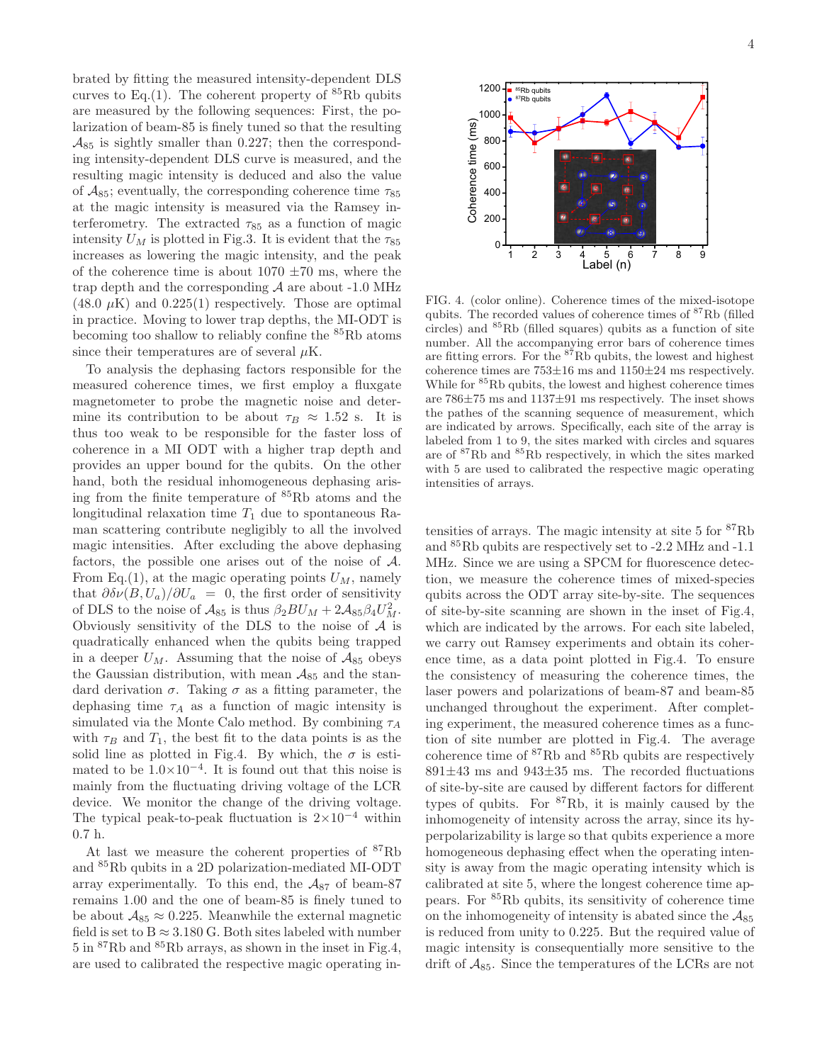brated by fitting the measured intensity-dependent DLS curves to Eq.(1). The coherent property of $^{85}$Rb qubits are measured by the following sequences: First, the polarization of beam-85 is finely tuned so that the resulting $\mathcal{A}_{85}$ is sightly smaller than 0.227; then the corresponding intensity-dependent DLS curve is measured, and the resulting magic intensity is deduced and also the value of $\mathcal{A}_{85}$; eventually, the corresponding coherence time $\tau_{85}$ at the magic intensity is measured via the Ramsey interferometry. The extracted $\tau_{85}$ as a function of magic intensity $U_M$ is plotted in Fig.3. It is evident that the $\tau_{85}$ increases as lowering the magic intensity, and the peak of the coherence time is about 1070 $\pm$70 ms, where the trap depth and the corresponding $\mathcal{A}$ are about -1.0 MHz (48.0 $\mu$K) and 0.225(1) respectively. Those are optimal in practice. Moving to lower trap depths, the MI-ODT is becoming too shallow to reliably confine the $^{85}$Rb atoms since their temperatures are of several $\mu$K.

To analysis the dephasing factors responsible for the measured coherence times, we first employ a fluxgate magnetometer to probe the magnetic noise and determine its contribution to be about $\tau_B \approx 1.52$ s. It is thus too weak to be responsible for the faster loss of coherence in a MI ODT with a higher trap depth and provides an upper bound for the qubits. On the other hand, both the residual inhomogeneous dephasing arising from the finite temperature of $^{85}$Rb atoms and the longitudinal relaxation time $T_1$ due to spontaneous Raman scattering contribute negligibly to all the involved magic intensities. After excluding the above dephasing factors, the possible one arises out of the noise of $\mathcal{A}$. From Eq.(1), at the magic operating points $U_M$, namely that $\partial\delta\nu(B, U_a)/\partial U_a = 0$, the first order of sensitivity of DLS to the noise of $\mathcal{A}_{85}$ is thus $\beta_2 B U_M + 2\mathcal{A}_{85}\beta_4 U_M^2$. Obviously sensitivity of the DLS to the noise of $\mathcal{A}$ is quadratically enhanced when the qubits being trapped in a deeper $U_M$. Assuming that the noise of $\mathcal{A}_{85}$ obeys the Gaussian distribution, with mean $\mathcal{A}_{85}$ and the standard derivation $\sigma$. Taking $\sigma$ as a fitting parameter, the dephasing time $\tau_A$ as a function of magic intensity is simulated via the Monte Calo method. By combining $\tau_A$ with $\tau_B$ and $T_1$, the best fit to the data points is as the solid line as plotted in Fig.4. By which, the $\sigma$ is estimated to be $1.0\times10^{-4}$. It is found out that this noise is mainly from the fluctuating driving voltage of the LCR device. We monitor the change of the driving voltage. The typical peak-to-peak fluctuation is $2\times10^{-4}$ within 0.7 h.

At last we measure the coherent properties of $^{87}$Rb and $^{85}$Rb qubits in a 2D polarization-mediated MI-ODT array experimentally. To this end, the $\mathcal{A}_{87}$ of beam-87 remains 1.00 and the one of beam-85 is finely tuned to be about $\mathcal{A}_{85} \approx 0.225$. Meanwhile the external magnetic field is set to B $\approx$ 3.180 G. Both sites labeled with number 5 in $^{87}$Rb and $^{85}$Rb arrays, as shown in the inset in Fig.4, are used to calibrated the respective magic operating intensities of arrays. The magic intensity at site 5 for $^{87}$Rb and $^{85}$Rb qubits are respectively set to -2.2 MHz and -1.1 MHz. Since we are using a SPCM for fluorescence detection, we measure the coherence times of mixed-species qubits across the ODT array site-by-site. The sequences of site-by-site scanning are shown in the inset of Fig.4, which are indicated by the arrows. For each site labeled, we carry out Ramsey experiments and obtain its coherence time, as a data point plotted in Fig.4. To ensure the consistency of measuring the coherence times, the laser powers and polarizations of beam-87 and beam-85 unchanged throughout the experiment. After completing experiment, the measured coherence times as a function of site number are plotted in Fig.4. The average coherence time of $^{87}$Rb and $^{85}$Rb qubits are respectively 891$\pm$43 ms and 943$\pm$35 ms. The recorded fluctuations of site-by-site are caused by different factors for different types of qubits. For $^{87}$Rb, it is mainly caused by the inhomogeneity of intensity across the array, since its hyperpolarizability is large so that qubits experience a more homogeneous dephasing effect when the operating intensity is away from the magic operating intensity which is calibrated at site 5, where the longest coherence time appears. For $^{85}$Rb qubits, its sensitivity of coherence time on the inhomogeneity of intensity is abated since the $\mathcal{A}_{85}$ is reduced from unity to 0.225. But the required value of magic intensity is consequentially more sensitive to the drift of $\mathcal{A}_{85}$. Since the temperatures of the LCRs are not

FIG. 4. (color online). Coherence times of the mixed-isotope qubits. The recorded values of coherence times of $^{87}$Rb (filled circles) and $^{85}$Rb (filled squares) qubits as a function of site number. All the accompanying error bars of coherence times are fitting errors. For the $^{87}$Rb qubits, the lowest and highest coherence times are 753$\pm$16 ms and 1150$\pm$24 ms respectively. While for $^{85}$Rb qubits, the lowest and highest coherence times are 786$\pm$75 ms and 1137$\pm$91 ms respectively. The inset shows the pathes of the scanning sequence of measurement, which are indicated by arrows. Specifically, each site of the array is labeled from 1 to 9, the sites marked with circles and squares are of $^{87}$Rb and $^{85}$Rb respectively, in which the sites marked with 5 are used to calibrated the respective magic operating intensities of arrays.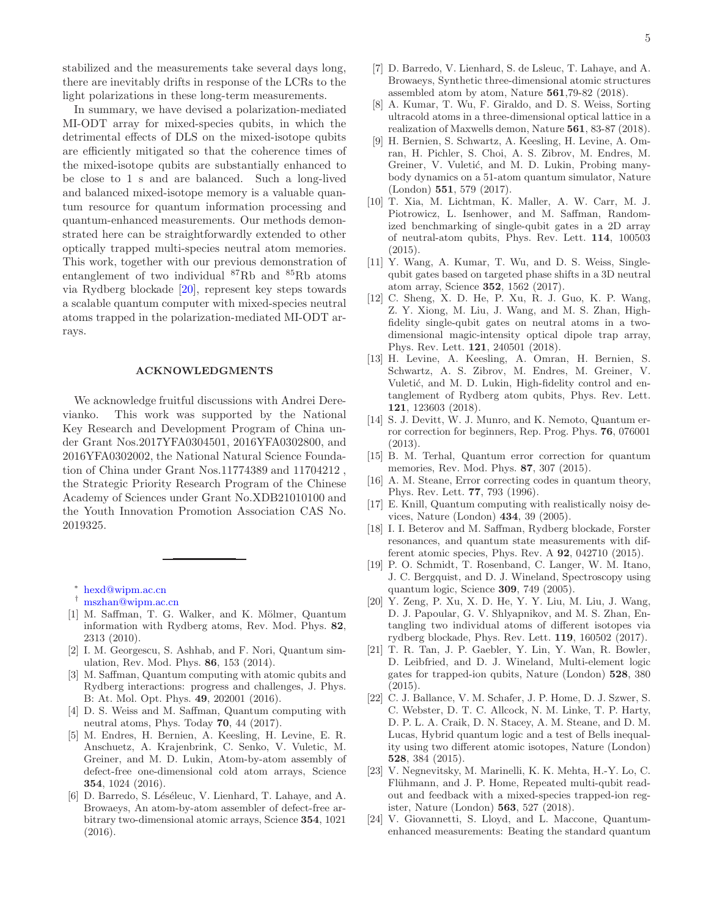stabilized and the measurements take several days long, there are inevitably drifts in response of the LCRs to the light polarizations in these long-term measurements.

In summary, we have devised a polarization-mediated MI-ODT array for mixed-species qubits, in which the detrimental effects of DLS on the mixed-isotope qubits are efficiently mitigated so that the coherence times of the mixed-isotope qubits are substantially enhanced to be close to 1 s and are balanced. Such a long-lived and balanced mixed-isotope memory is a valuable quantum resource for quantum information processing and quantum-enhanced measurements. Our methods demonstrated here can be straightforwardly extended to other optically trapped multi-species neutral atom memories. This work, together with our previous demonstration of entanglement of two individual $^{87}$Rb and $^{85}$Rb atoms via Rydberg blockade [20], represent key steps towards a scalable quantum computer with mixed-species neutral atoms trapped in the polarization-mediated MI-ODT arrays.

## ACKNOWLEDGMENTS

We acknowledge fruitful discussions with Andrei Derevianko. This work was supported by the National Key Research and Development Program of China under Grant Nos.2017YFA0304501, 2016YFA0302800, and 2016YFA0302002, the National Natural Science Foundation of China under Grant Nos.11774389 and 11704212 , the Strategic Priority Research Program of the Chinese Academy of Sciences under Grant No.XDB21010100 and the Youth Innovation Promotion Association CAS No. 2019325.

---

* hexd@wipm.ac.cn
† mszhan@wipm.ac.cn

[1] M. Saffman, T. G. Walker, and K. Mölmer, Quantum information with Rydberg atoms, Rev. Mod. Phys. **82**, 2313 (2010).

[2] I. M. Georgescu, S. Ashhab, and F. Nori, Quantum simulation, Rev. Mod. Phys. **86**, 153 (2014).

[3] M. Saffman, Quantum computing with atomic qubits and Rydberg interactions: progress and challenges, J. Phys. B: At. Mol. Opt. Phys. **49**, 202001 (2016).

[4] D. S. Weiss and M. Saffman, Quantum computing with neutral atoms, Phys. Today **70**, 44 (2017).

[5] M. Endres, H. Bernien, A. Keesling, H. Levine, E. R. Anschuetz, A. Krajenbrink, C. Senko, V. Vuletic, M. Greiner, and M. D. Lukin, Atom-by-atom assembly of defect-free one-dimensional cold atom arrays, Science **354**, 1024 (2016).

[6] D. Barredo, S. Léséleuc, V. Lienhard, T. Lahaye, and A. Browaeys, An atom-by-atom assembler of defect-free arbitrary two-dimensional atomic arrays, Science **354**, 1021 (2016).

[7] D. Barredo, V. Lienhard, S. de Lsleuc, T. Lahaye, and A. Browaeys, Synthetic three-dimensional atomic structures assembled atom by atom, Nature **561**,79-82 (2018).

[8] A. Kumar, T. Wu, F. Giraldo, and D. S. Weiss, Sorting ultracold atoms in a three-dimensional optical lattice in a realization of Maxwells demon, Nature **561**, 83-87 (2018).

[9] H. Bernien, S. Schwartz, A. Keesling, H. Levine, A. Omran, H. Pichler, S. Choi, A. S. Zibrov, M. Endres, M. Greiner, V. Vuletić, and M. D. Lukin, Probing many-body dynamics on a 51-atom quantum simulator, Nature (London) **551**, 579 (2017).

[10] T. Xia, M. Lichtman, K. Maller, A. W. Carr, M. J. Piotrowicz, L. Isenhower, and M. Saffman, Randomized benchmarking of single-qubit gates in a 2D array of neutral-atom qubits, Phys. Rev. Lett. **114**, 100503 (2015).

[11] Y. Wang, A. Kumar, T. Wu, and D. S. Weiss, Single-qubit gates based on targeted phase shifts in a 3D neutral atom array, Science **352**, 1562 (2017).

[12] C. Sheng, X. D. He, P. Xu, R. J. Guo, K. P. Wang, Z. Y. Xiong, M. Liu, J. Wang, and M. S. Zhan, High-fidelity single-qubit gates on neutral atoms in a two-dimensional magic-intensity optical dipole trap array, Phys. Rev. Lett. **121**, 240501 (2018).

[13] H. Levine, A. Keesling, A. Omran, H. Bernien, S. Schwartz, A. S. Zibrov, M. Endres, M. Greiner, V. Vuletić, and M. D. Lukin, High-fidelity control and entanglement of Rydberg atom qubits, Phys. Rev. Lett. **121**, 123603 (2018).

[14] S. J. Devitt, W. J. Munro, and K. Nemoto, Quantum error correction for beginners, Rep. Prog. Phys. **76**, 076001 (2013).

[15] B. M. Terhal, Quantum error correction for quantum memories, Rev. Mod. Phys. **87**, 307 (2015).

[16] A. M. Steane, Error correcting codes in quantum theory, Phys. Rev. Lett. **77**, 793 (1996).

[17] E. Knill, Quantum computing with realistically noisy devices, Nature (London) **434**, 39 (2005).

[18] I. I. Beterov and M. Saffman, Rydberg blockade, Forster resonances, and quantum state measurements with different atomic species, Phys. Rev. A **92**, 042710 (2015).

[19] P. O. Schmidt, T. Rosenband, C. Langer, W. M. Itano, J. C. Bergquist, and D. J. Wineland, Spectroscopy using quantum logic, Science **309**, 749 (2005).

[20] Y. Zeng, P. Xu, X. D. He, Y. Y. Liu, M. Liu, J. Wang, D. J. Papoular, G. V. Shlyapnikov, and M. S. Zhan, Entangling two individual atoms of different isotopes via rydberg blockade, Phys. Rev. Lett. **119**, 160502 (2017).

[21] T. R. Tan, J. P. Gaebler, Y. Lin, Y. Wan, R. Bowler, D. Leibfried, and D. J. Wineland, Multi-element logic gates for trapped-ion qubits, Nature (London) **528**, 380 (2015).

[22] C. J. Ballance, V. M. Schafer, J. P. Home, D. J. Szwer, S. C. Webster, D. T. C. Allcock, N. M. Linke, T. P. Harty, D. P. L. A. Craik, D. N. Stacey, A. M. Steane, and D. M. Lucas, Hybrid quantum logic and a test of Bells inequality using two different atomic isotopes, Nature (London) **528**, 384 (2015).

[23] V. Negnevitsky, M. Marinelli, K. K. Mehta, H.-Y. Lo, C. Flühmann, and J. P. Home, Repeated multi-qubit readout and feedback with a mixed-species trapped-ion register, Nature (London) **563**, 527 (2018).

[24] V. Giovannetti, S. Lloyd, and L. Maccone, Quantum-enhanced measurements: Beating the standard quantum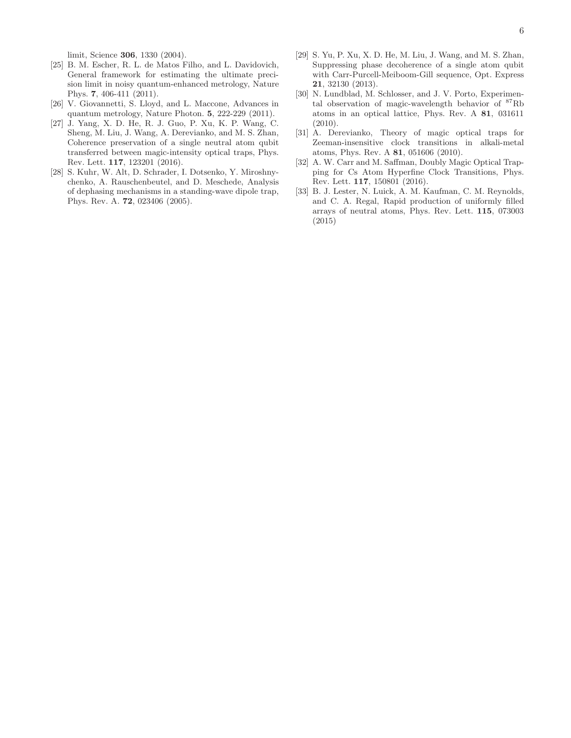limit, Science **306**, 1330 (2004).

[25] B. M. Escher, R. L. de Matos Filho, and L. Davidovich, General framework for estimating the ultimate precision limit in noisy quantum-enhanced metrology, Nature Phys. **7**, 406-411 (2011).

[26] V. Giovannetti, S. Lloyd, and L. Maccone, Advances in quantum metrology, Nature Photon. **5**, 222-229 (2011).

[27] J. Yang, X. D. He, R. J. Guo, P. Xu, K. P. Wang, C. Sheng, M. Liu, J. Wang, A. Derevianko, and M. S. Zhan, Coherence preservation of a single neutral atom qubit transferred between magic-intensity optical traps, Phys. Rev. Lett. **117**, 123201 (2016).

[28] S. Kuhr, W. Alt, D. Schrader, I. Dotsenko, Y. Miroshnychenko, A. Rauschenbeutel, and D. Meschede, Analysis of dephasing mechanisms in a standing-wave dipole trap, Phys. Rev. A. **72**, 023406 (2005).

[29] S. Yu, P. Xu, X. D. He, M. Liu, J. Wang, and M. S. Zhan, Suppressing phase decoherence of a single atom qubit with Carr-Purcell-Meiboom-Gill sequence, Opt. Express **21**, 32130 (2013).

[30] N. Lundblad, M. Schlosser, and J. V. Porto, Experimental observation of magic-wavelength behavior of $^{87}$Rb atoms in an optical lattice, Phys. Rev. A **81**, 031611 (2010).

[31] A. Derevianko, Theory of magic optical traps for Zeeman-insensitive clock transitions in alkali-metal atoms, Phys. Rev. A **81**, 051606 (2010).

[32] A. W. Carr and M. Saffman, Doubly Magic Optical Trapping for Cs Atom Hyperfine Clock Transitions, Phys. Rev. Lett. **117**, 150801 (2016).

[33] B. J. Lester, N. Luick, A. M. Kaufman, C. M. Reynolds, and C. A. Regal, Rapid production of uniformly filled arrays of neutral atoms, Phys. Rev. Lett. **115**, 073003 (2015)